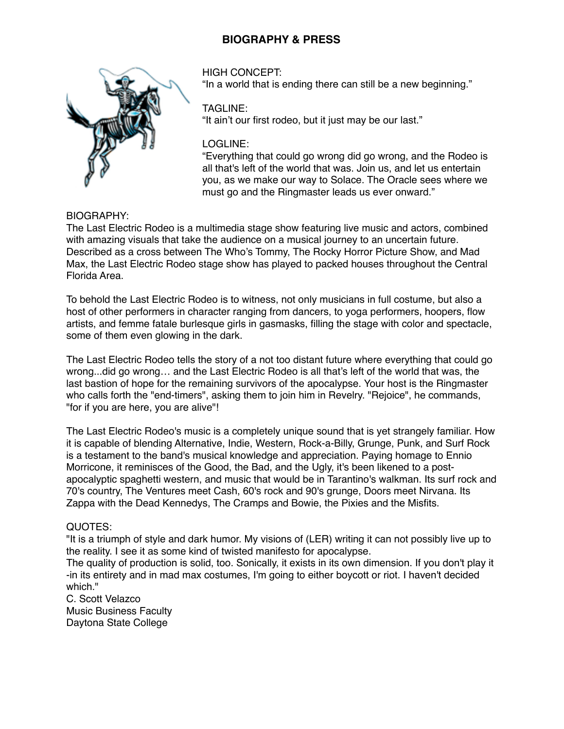# BIOGRAPHY & PRESS

HIGH CONCEPT:
"In a world that is ending there can still be a new beginning."

TAGLINE:
"It ain't our first rodeo, but it just may be our last."

LOGLINE:
"Everything that could go wrong did go wrong, and the Rodeo is all that's left of the world that was. Join us, and let us entertain you, as we make our way to Solace. The Oracle sees where we must go and the Ringmaster leads us ever onward."

BIOGRAPHY:
The Last Electric Rodeo is a multimedia stage show featuring live music and actors, combined with amazing visuals that take the audience on a musical journey to an uncertain future. Described as a cross between The Who's Tommy, The Rocky Horror Picture Show, and Mad Max, the Last Electric Rodeo stage show has played to packed houses throughout the Central Florida Area.

To behold the Last Electric Rodeo is to witness, not only musicians in full costume, but also a host of other performers in character ranging from dancers, to yoga performers, hoopers, flow artists, and femme fatale burlesque girls in gasmasks, filling the stage with color and spectacle, some of them even glowing in the dark.

The Last Electric Rodeo tells the story of a not too distant future where everything that could go wrong...did go wrong… and the Last Electric Rodeo is all that's left of the world that was, the last bastion of hope for the remaining survivors of the apocalypse. Your host is the Ringmaster who calls forth the "end-timers", asking them to join him in Revelry. "Rejoice", he commands, "for if you are here, you are alive"!

The Last Electric Rodeo's music is a completely unique sound that is yet strangely familiar. How it is capable of blending Alternative, Indie, Western, Rock-a-Billy, Grunge, Punk, and Surf Rock is a testament to the band's musical knowledge and appreciation. Paying homage to Ennio Morricone, it reminisces of the Good, the Bad, and the Ugly, it's been likened to a post-apocalyptic spaghetti western, and music that would be in Tarantino's walkman. Its surf rock and 70's country, The Ventures meet Cash, 60's rock and 90's grunge, Doors meet Nirvana. Its Zappa with the Dead Kennedys, The Cramps and Bowie, the Pixies and the Misfits.

QUOTES:
"It is a triumph of style and dark humor. My visions of (LER) writing it can not possibly live up to the reality. I see it as some kind of twisted manifesto for apocalypse.
The quality of production is solid, too. Sonically, it exists in its own dimension. If you don't play it -in its entirety and in mad max costumes, I'm going to either boycott or riot. I haven't decided which."
C. Scott Velazco
Music Business Faculty
Daytona State College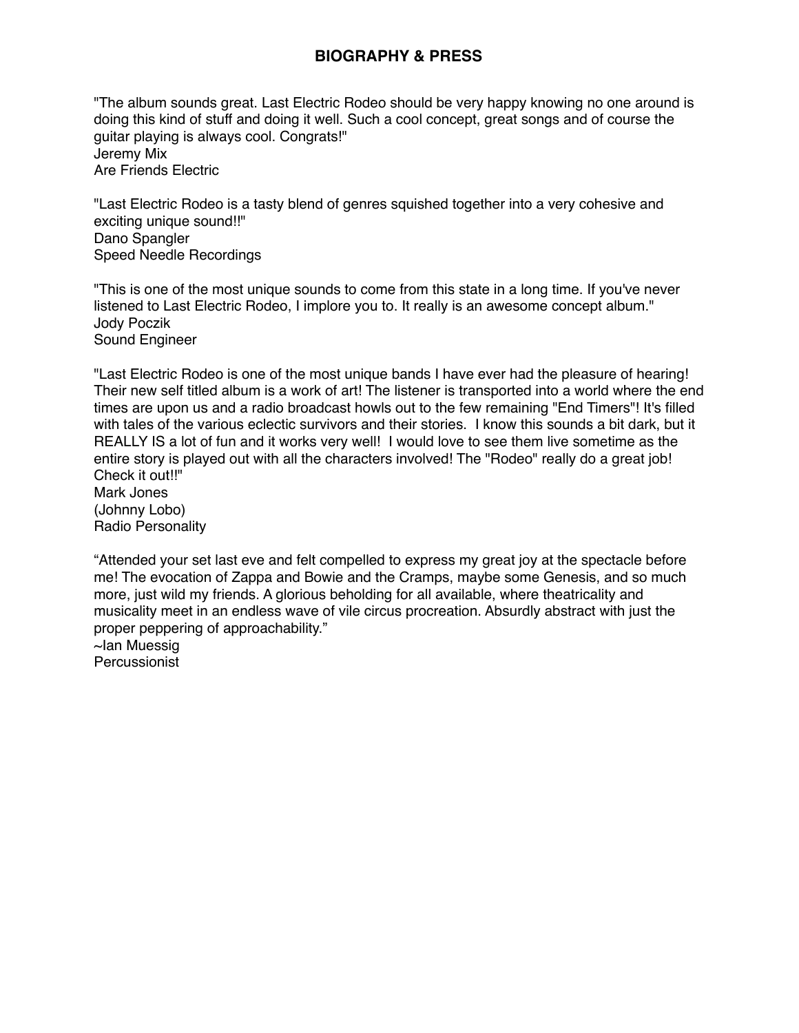## BIOGRAPHY & PRESS

"The album sounds great. Last Electric Rodeo should be very happy knowing no one around is doing this kind of stuff and doing it well. Such a cool concept, great songs and of course the guitar playing is always cool. Congrats!"
Jeremy Mix
Are Friends Electric

"Last Electric Rodeo is a tasty blend of genres squished together into a very cohesive and exciting unique sound!!"
Dano Spangler
Speed Needle Recordings

"This is one of the most unique sounds to come from this state in a long time. If you've never listened to Last Electric Rodeo, I implore you to. It really is an awesome concept album."
Jody Poczik
Sound Engineer

"Last Electric Rodeo is one of the most unique bands I have ever had the pleasure of hearing! Their new self titled album is a work of art! The listener is transported into a world where the end times are upon us and a radio broadcast howls out to the few remaining "End Timers"! It's filled with tales of the various eclectic survivors and their stories. I know this sounds a bit dark, but it REALLY IS a lot of fun and it works very well! I would love to see them live sometime as the entire story is played out with all the characters involved! The "Rodeo" really do a great job! Check it out!!"
Mark Jones
(Johnny Lobo)
Radio Personality

"Attended your set last eve and felt compelled to express my great joy at the spectacle before me! The evocation of Zappa and Bowie and the Cramps, maybe some Genesis, and so much more, just wild my friends. A glorious beholding for all available, where theatricality and musicality meet in an endless wave of vile circus procreation. Absurdly abstract with just the proper peppering of approachability."
~Ian Muessig
Percussionist